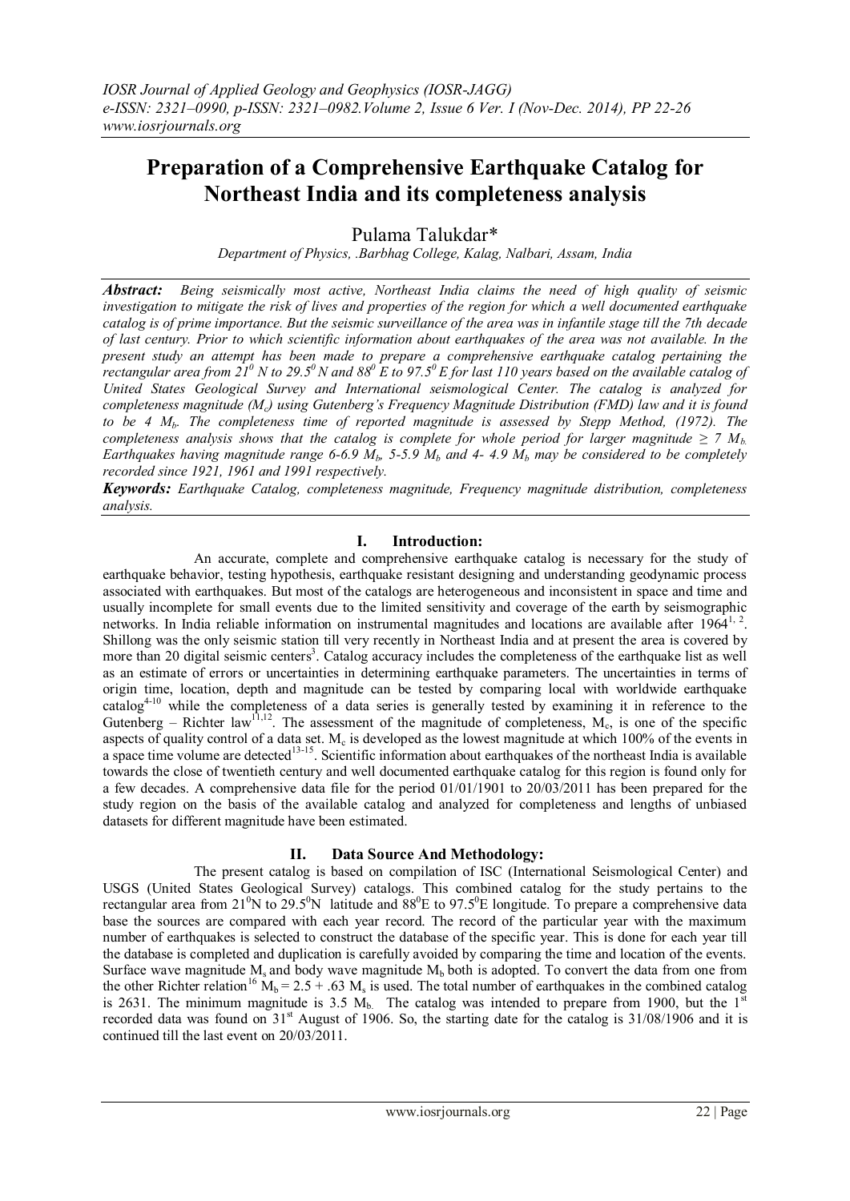# Preparation of a Comprehensive Earthquake Catalog for Northeast India and its completeness analysis

Pulama Talukdar*

*Department of Physics, .Barbhag College, Kalag, Nalbari, Assam, India*

***Abstract:*** *Being seismically most active, Northeast India claims the need of high quality of seismic investigation to mitigate the risk of lives and properties of the region for which a well documented earthquake catalog is of prime importance. But the seismic surveillance of the area was in infantile stage till the 7th decade of last century. Prior to which scientific information about earthquakes of the area was not available. In the present study an attempt has been made to prepare a comprehensive earthquake catalog pertaining the rectangular area from $21^0$ N to $29.5^0$ N and $88^0$ E to $97.5^0$ E for last 110 years based on the available catalog of United States Geological Survey and International seismological Center. The catalog is analyzed for completeness magnitude ($M_c$) using Gutenberg's Frequency Magnitude Distribution (FMD) law and it is found to be 4 $M_b$. The completeness time of reported magnitude is assessed by Stepp Method, (1972). The completeness analysis shows that the catalog is complete for whole period for larger magnitude $\geq 7$ $M_b$. Earthquakes having magnitude range 6-6.9 $M_b$, 5-5.9 $M_b$ and 4- 4.9 $M_b$ may be considered to be completely recorded since 1921, 1961 and 1991 respectively.*

***Keywords:*** *Earthquake Catalog, completeness magnitude, Frequency magnitude distribution, completeness analysis.*

## I. Introduction:

An accurate, complete and comprehensive earthquake catalog is necessary for the study of earthquake behavior, testing hypothesis, earthquake resistant designing and understanding geodynamic process associated with earthquakes. But most of the catalogs are heterogeneous and inconsistent in space and time and usually incomplete for small events due to the limited sensitivity and coverage of the earth by seismographic networks. In India reliable information on instrumental magnitudes and locations are available after 1964[1, 2]. Shillong was the only seismic station till very recently in Northeast India and at present the area is covered by more than 20 digital seismic centers[3]. Catalog accuracy includes the completeness of the earthquake list as well as an estimate of errors or uncertainties in determining earthquake parameters. The uncertainties in terms of origin time, location, depth and magnitude can be tested by comparing local with worldwide earthquake catalog[4-10] while the completeness of a data series is generally tested by examining it in reference to the Gutenberg – Richter law[11,12]. The assessment of the magnitude of completeness, $M_c$, is one of the specific aspects of quality control of a data set. $M_c$ is developed as the lowest magnitude at which 100% of the events in a space time volume are detected[13-15]. Scientific information about earthquakes of the northeast India is available towards the close of twentieth century and well documented earthquake catalog for this region is found only for a few decades. A comprehensive data file for the period 01/01/1901 to 20/03/2011 has been prepared for the study region on the basis of the available catalog and analyzed for completeness and lengths of unbiased datasets for different magnitude have been estimated.

## II. Data Source And Methodology:

The present catalog is based on compilation of ISC (International Seismological Center) and USGS (United States Geological Survey) catalogs. This combined catalog for the study pertains to the rectangular area from $21^0$N to $29.5^0$N latitude and $88^0$E to $97.5^0$E longitude. To prepare a comprehensive data base the sources are compared with each year record. The record of the particular year with the maximum number of earthquakes is selected to construct the database of the specific year. This is done for each year till the database is completed and duplication is carefully avoided by comparing the time and location of the events. Surface wave magnitude $M_s$ and body wave magnitude $M_b$ both is adopted. To convert the data from one from the other Richter relation[16] $M_b = 2.5 + .63\ M_s$ is used. The total number of earthquakes in the combined catalog is 2631. The minimum magnitude is 3.5 $M_b$. The catalog was intended to prepare from 1900, but the 1st recorded data was found on 31st August of 1906. So, the starting date for the catalog is 31/08/1906 and it is continued till the last event on 20/03/2011.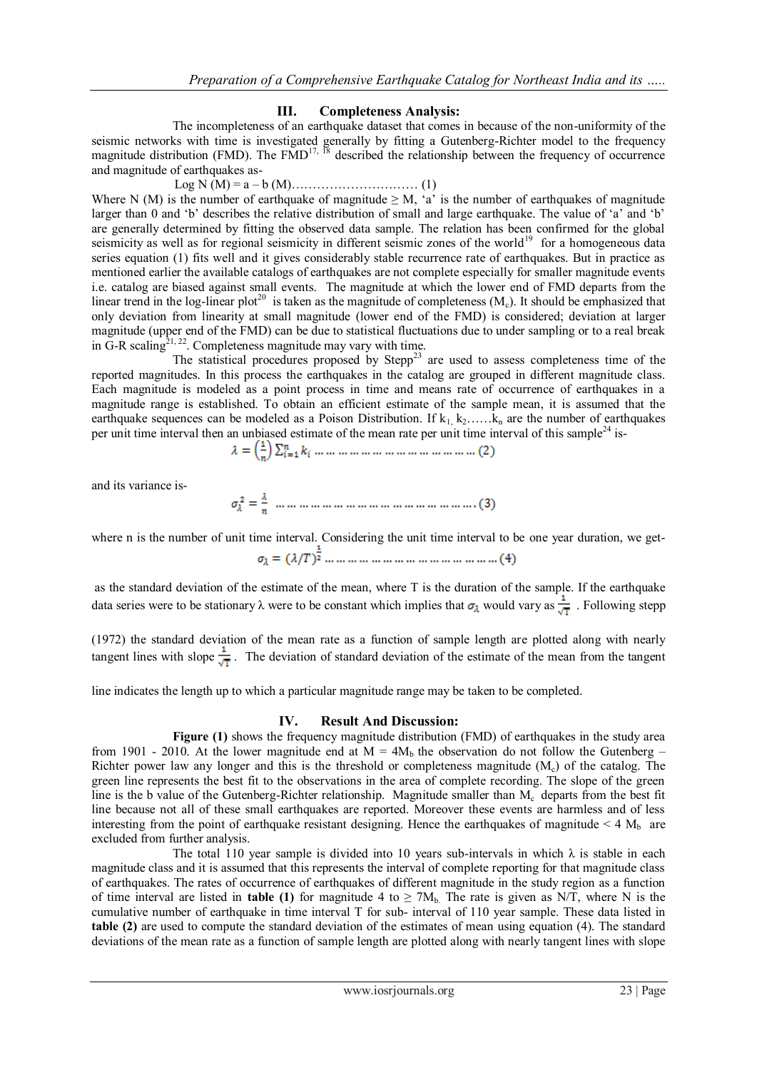## III. Completeness Analysis:

The incompleteness of an earthquake dataset that comes in because of the non-uniformity of the seismic networks with time is investigated generally by fitting a Gutenberg-Richter model to the frequency magnitude distribution (FMD). The FMD[17, 18] described the relationship between the frequency of occurrence and magnitude of earthquakes as-

$$\text{Log } N(M) = a - b(M) \qquad (1)$$

Where N (M) is the number of earthquake of magnitude ≥ M, 'a' is the number of earthquakes of magnitude larger than 0 and 'b' describes the relative distribution of small and large earthquake. The value of 'a' and 'b' are generally determined by fitting the observed data sample. The relation has been confirmed for the global seismicity as well as for regional seismicity in different seismic zones of the world[19] for a homogeneous data series equation (1) fits well and it gives considerably stable recurrence rate of earthquakes. But in practice as mentioned earlier the available catalogs of earthquakes are not complete especially for smaller magnitude events i.e. catalog are biased against small events. The magnitude at which the lower end of FMD departs from the linear trend in the log-linear plot[20] is taken as the magnitude of completeness ($M_c$). It should be emphasized that only deviation from linearity at small magnitude (lower end of the FMD) is considered; deviation at larger magnitude (upper end of the FMD) can be due to statistical fluctuations due to under sampling or to a real break in G-R scaling[21, 22]. Completeness magnitude may vary with time.

The statistical procedures proposed by Stepp[23] are used to assess completeness time of the reported magnitudes. In this process the earthquakes in the catalog are grouped in different magnitude class. Each magnitude is modeled as a point process in time and means rate of occurrence of earthquakes in a magnitude range is established. To obtain an efficient estimate of the sample mean, it is assumed that the earthquake sequences can be modeled as a Poison Distribution. If $k_1, k_2 \ldots\ldots k_n$ are the number of earthquakes per unit time interval then an unbiased estimate of the mean rate per unit time interval of this sample[24] is-

$$\lambda = \left(\frac{1}{n}\right)\sum_{i=1}^{n} k_i \qquad (2)$$

and its variance is-

$$\sigma_\lambda^2 = \frac{\lambda}{n} \qquad (3)$$

where n is the number of unit time interval. Considering the unit time interval to be one year duration, we get-

$$\sigma_\lambda = (\lambda/T)^{\frac{1}{2}} \qquad (4)$$

as the standard deviation of the estimate of the mean, where T is the duration of the sample. If the earthquake data series were to be stationary λ were to be constant which implies that $\sigma_\lambda$ would vary as $\frac{1}{\sqrt{T}}$ . Following stepp (1972) the standard deviation of the mean rate as a function of sample length are plotted along with nearly tangent lines with slope $\frac{1}{\sqrt{T}}$ . The deviation of standard deviation of the estimate of the mean from the tangent line indicates the length up to which a particular magnitude range may be taken to be completed.

## IV. Result And Discussion:

**Figure (1)** shows the frequency magnitude distribution (FMD) of earthquakes in the study area from 1901 - 2010. At the lower magnitude end at M = 4$M_b$ the observation do not follow the Gutenberg – Richter power law any longer and this is the threshold or completeness magnitude ($M_c$) of the catalog. The green line represents the best fit to the observations in the area of complete recording. The slope of the green line is the b value of the Gutenberg-Richter relationship. Magnitude smaller than $M_c$ departs from the best fit line because not all of these small earthquakes are reported. Moreover these events are harmless and of less interesting from the point of earthquake resistant designing. Hence the earthquakes of magnitude < 4 $M_b$ are excluded from further analysis.

The total 110 year sample is divided into 10 years sub-intervals in which λ is stable in each magnitude class and it is assumed that this represents the interval of complete reporting for that magnitude class of earthquakes. The rates of occurrence of earthquakes of different magnitude in the study region as a function of time interval are listed in **table (1)** for magnitude 4 to ≥ 7$M_b$. The rate is given as N/T, where N is the cumulative number of earthquake in time interval T for sub- interval of 110 year sample. These data listed in **table (2)** are used to compute the standard deviation of the estimates of mean using equation (4). The standard deviations of the mean rate as a function of sample length are plotted along with nearly tangent lines with slope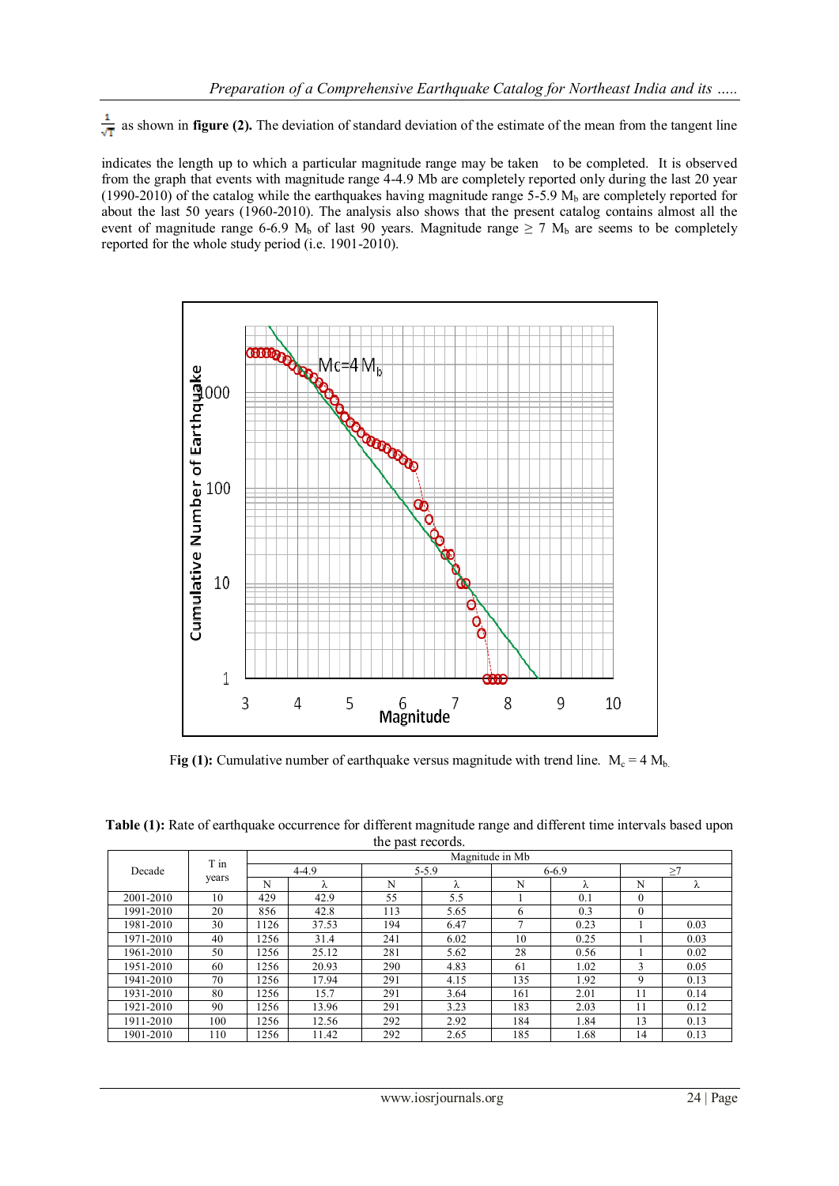$\frac{1}{\sqrt{T}}$ as shown in **figure (2).** The deviation of standard deviation of the estimate of the mean from the tangent line indicates the length up to which a particular magnitude range may be taken to be completed. It is observed from the graph that events with magnitude range 4-4.9 Mb are completely reported only during the last 20 year (1990-2010) of the catalog while the earthquakes having magnitude range 5-5.9 $M_b$ are completely reported for about the last 50 years (1960-2010). The analysis also shows that the present catalog contains almost all the event of magnitude range 6-6.9 $M_b$ of last 90 years. Magnitude range $\geq$ 7 $M_b$ are seems to be completely reported for the whole study period (i.e. 1901-2010).

**Fig (1):** Cumulative number of earthquake versus magnitude with trend line. $M_c = 4\ M_b$.

**Table (1):** Rate of earthquake occurrence for different magnitude range and different time intervals based upon the past records.

| Decade | T in years | Magnitude in Mb | | | | | | | |
|---|---|---|---|---|---|---|---|---|---|
| | | 4-4.9 | | 5-5.9 | | 6-6.9 | | ≥7 | |
| | | N | λ | N | λ | N | λ | N | λ |
| 2001-2010 | 10 | 429 | 42.9 | 55 | 5.5 | 1 | 0.1 | 0 | |
| 1991-2010 | 20 | 856 | 42.8 | 113 | 5.65 | 6 | 0.3 | 0 | |
| 1981-2010 | 30 | 1126 | 37.53 | 194 | 6.47 | 7 | 0.23 | 1 | 0.03 |
| 1971-2010 | 40 | 1256 | 31.4 | 241 | 6.02 | 10 | 0.25 | 1 | 0.03 |
| 1961-2010 | 50 | 1256 | 25.12 | 281 | 5.62 | 28 | 0.56 | 1 | 0.02 |
| 1951-2010 | 60 | 1256 | 20.93 | 290 | 4.83 | 61 | 1.02 | 3 | 0.05 |
| 1941-2010 | 70 | 1256 | 17.94 | 291 | 4.15 | 135 | 1.92 | 9 | 0.13 |
| 1931-2010 | 80 | 1256 | 15.7 | 291 | 3.64 | 161 | 2.01 | 11 | 0.14 |
| 1921-2010 | 90 | 1256 | 13.96 | 291 | 3.23 | 183 | 2.03 | 11 | 0.12 |
| 1911-2010 | 100 | 1256 | 12.56 | 292 | 2.92 | 184 | 1.84 | 13 | 0.13 |
| 1901-2010 | 110 | 1256 | 11.42 | 292 | 2.65 | 185 | 1.68 | 14 | 0.13 |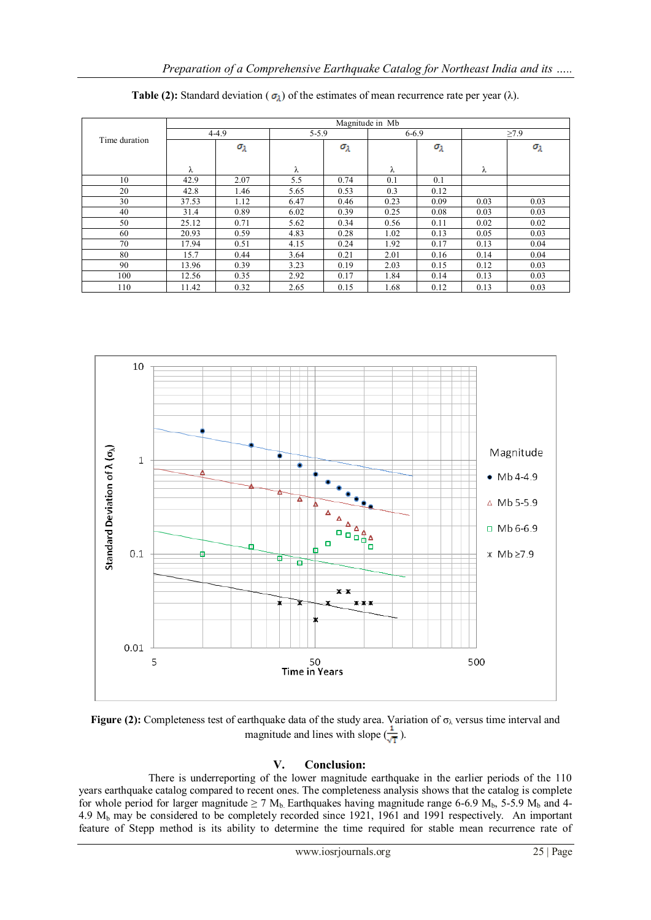**Table (2):** Standard deviation ($\sigma_\lambda$) of the estimates of mean recurrence rate per year ($\lambda$).

| Time duration | Magnitude in Mb | | | | | | | |
|---|---|---|---|---|---|---|---|---|
| | 4-4.9 | | 5-5.9 | | 6-6.9 | | ≥7.9 | |
| | $\lambda$ | $\sigma_\lambda$ | $\lambda$ | $\sigma_\lambda$ | $\lambda$ | $\sigma_\lambda$ | $\lambda$ | $\sigma_\lambda$ |
| 10 | 42.9 | 2.07 | 5.5 | 0.74 | 0.1 | 0.1 | | |
| 20 | 42.8 | 1.46 | 5.65 | 0.53 | 0.3 | 0.12 | | |
| 30 | 37.53 | 1.12 | 6.47 | 0.46 | 0.23 | 0.09 | 0.03 | 0.03 |
| 40 | 31.4 | 0.89 | 6.02 | 0.39 | 0.25 | 0.08 | 0.03 | 0.03 |
| 50 | 25.12 | 0.71 | 5.62 | 0.34 | 0.56 | 0.11 | 0.02 | 0.02 |
| 60 | 20.93 | 0.59 | 4.83 | 0.28 | 1.02 | 0.13 | 0.05 | 0.03 |
| 70 | 17.94 | 0.51 | 4.15 | 0.24 | 1.92 | 0.17 | 0.13 | 0.04 |
| 80 | 15.7 | 0.44 | 3.64 | 0.21 | 2.01 | 0.16 | 0.14 | 0.04 |
| 90 | 13.96 | 0.39 | 3.23 | 0.19 | 2.03 | 0.15 | 0.12 | 0.03 |
| 100 | 12.56 | 0.35 | 2.92 | 0.17 | 1.84 | 0.14 | 0.13 | 0.03 |
| 110 | 11.42 | 0.32 | 2.65 | 0.15 | 1.68 | 0.12 | 0.13 | 0.03 |

**Figure (2):** Completeness test of earthquake data of the study area. Variation of $\sigma_\lambda$ versus time interval and magnitude and lines with slope ($\frac{1}{\sqrt{T}}$).

## V. Conclusion:

There is underreporting of the lower magnitude earthquake in the earlier periods of the 110 years earthquake catalog compared to recent ones. The completeness analysis shows that the catalog is complete for whole period for larger magnitude ≥ 7 $M_b$. Earthquakes having magnitude range 6-6.9 $M_b$, 5-5.9 $M_b$ and 4-4.9 $M_b$ may be considered to be completely recorded since 1921, 1961 and 1991 respectively. An important feature of Stepp method is its ability to determine the time required for stable mean recurrence rate of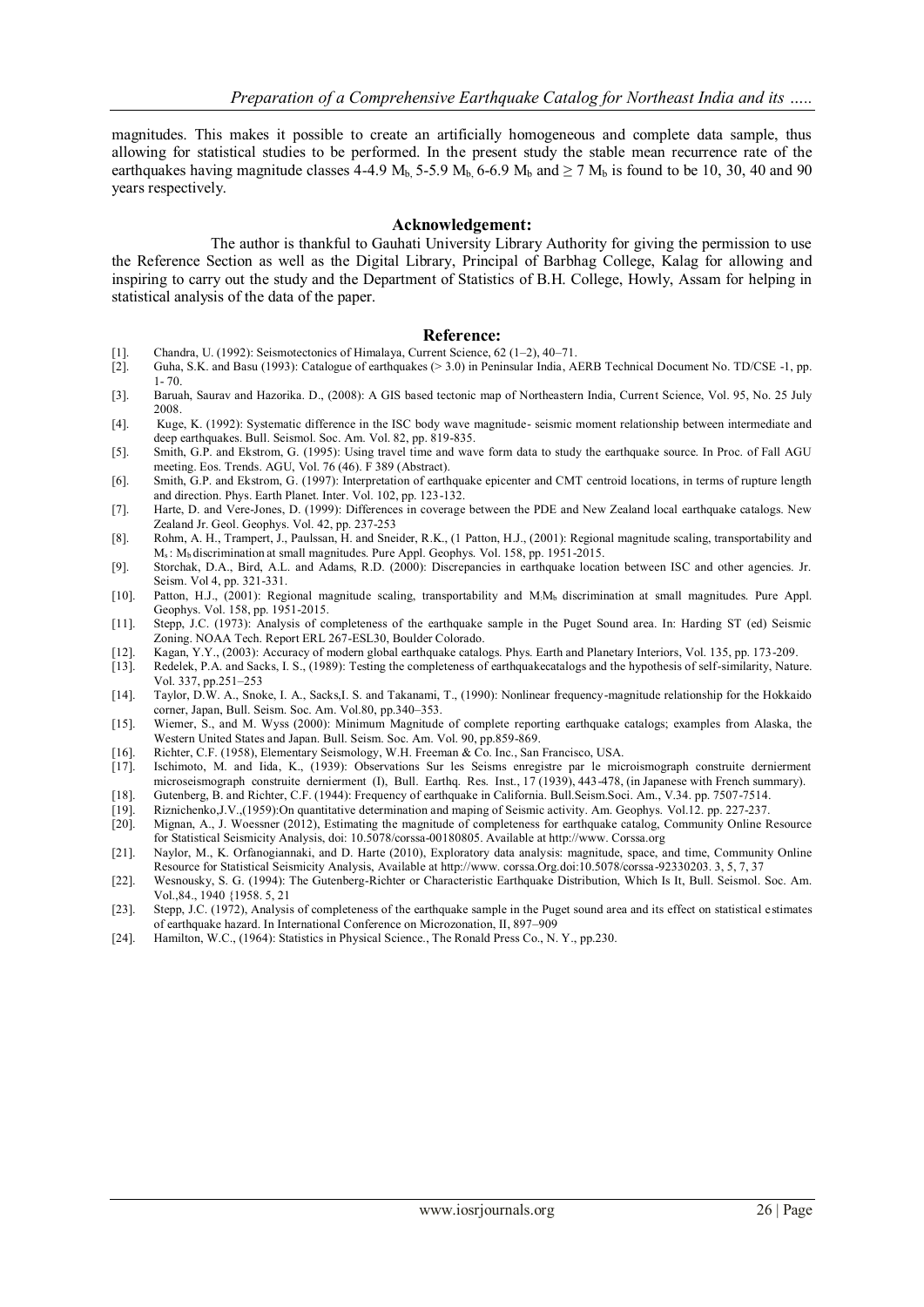magnitudes. This makes it possible to create an artificially homogeneous and complete data sample, thus allowing for statistical studies to be performed. In the present study the stable mean recurrence rate of the earthquakes having magnitude classes 4-4.9 $M_b$, 5-5.9 $M_b$, 6-6.9 $M_b$ and ≥ 7 $M_b$ is found to be 10, 30, 40 and 90 years respectively.

## Acknowledgement:

The author is thankful to Gauhati University Library Authority for giving the permission to use the Reference Section as well as the Digital Library, Principal of Barbhag College, Kalag for allowing and inspiring to carry out the study and the Department of Statistics of B.H. College, Howly, Assam for helping in statistical analysis of the data of the paper.

## Reference:

[1]. Chandra, U. (1992): Seismotectonics of Himalaya, Current Science, 62 (1–2), 40–71.

[2]. Guha, S.K. and Basu (1993): Catalogue of earthquakes (> 3.0) in Peninsular India, AERB Technical Document No. TD/CSE -1, pp. 1- 70.

[3]. Baruah, Saurav and Hazorika. D., (2008): A GIS based tectonic map of Northeastern India, Current Science, Vol. 95, No. 25 July 2008.

[4]. Kuge, K. (1992): Systematic difference in the ISC body wave magnitude- seismic moment relationship between intermediate and deep earthquakes. Bull. Seismol. Soc. Am. Vol. 82, pp. 819-835.

[5]. Smith, G.P. and Ekstrom, G. (1995): Using travel time and wave form data to study the earthquake source. In Proc. of Fall AGU meeting. Eos. Trends. AGU, Vol. 76 (46). F 389 (Abstract).

[6]. Smith, G.P. and Ekstrom, G. (1997): Interpretation of earthquake epicenter and CMT centroid locations, in terms of rupture length and direction. Phys. Earth Planet. Inter. Vol. 102, pp. 123-132.

[7]. Harte, D. and Vere-Jones, D. (1999): Differences in coverage between the PDE and New Zealand local earthquake catalogs. New Zealand Jr. Geol. Geophys. Vol. 42, pp. 237-253

[8]. Rohm, A. H., Trampert, J., Paulssan, H. and Sneider, R.K., (1 Patton, H.J., (2001): Regional magnitude scaling, transportability and $M_s$ : $M_b$ discrimination at small magnitudes. Pure Appl. Geophys. Vol. 158, pp. 1951-2015.

[9]. Storchak, D.A., Bird, A.L. and Adams, R.D. (2000): Discrepancies in earthquake location between ISC and other agencies. Jr. Seism. Vol 4, pp. 321-331.

[10]. Patton, H.J., (2001): Regional magnitude scaling, transportability and $M_s$:$M_b$ discrimination at small magnitudes. Pure Appl. Geophys. Vol. 158, pp. 1951-2015.

[11]. Stepp, J.C. (1973): Analysis of completeness of the earthquake sample in the Puget Sound area. In: Harding ST (ed) Seismic Zoning. NOAA Tech. Report ERL 267-ESL30, Boulder Colorado.

[12]. Kagan, Y.Y., (2003): Accuracy of modern global earthquake catalogs. Phys. Earth and Planetary Interiors, Vol. 135, pp. 173-209.

[13]. Redelek, P.A. and Sacks, I. S., (1989): Testing the completeness of earthquakecatalogs and the hypothesis of self-similarity, Nature. Vol. 337, pp.251–253

[14]. Taylor, D.W. A., Snoke, I. A., Sacks,I. S. and Takanami, T., (1990): Nonlinear frequency-magnitude relationship for the Hokkaido corner, Japan, Bull. Seism. Soc. Am. Vol.80, pp.340–353.

[15]. Wiemer, S., and M. Wyss (2000): Minimum Magnitude of complete reporting earthquake catalogs; examples from Alaska, the Western United States and Japan. Bull. Seism. Soc. Am. Vol. 90, pp.859-869.

[16]. Richter, C.F. (1958), Elementary Seismology, W.H. Freeman & Co. Inc., San Francisco, USA.

[17]. Ischimoto, M. and Iida, K., (1939): Observations Sur les Seisms enregistre par le microismograph construite dernierment microseismograph construite dernierment (I), Bull. Earthq. Res. Inst., 17 (1939), 443-478, (in Japanese with French summary).

[18]. Gutenberg, B. and Richter, C.F. (1944): Frequency of earthquake in California. Bull.Seism.Soci. Am., V.34. pp. 7507-7514.

[19]. Riznichenko,J.V.,(1959):On quantitative determination and maping of Seismic activity. Am. Geophys. Vol.12. pp. 227-237.

[20]. Mignan, A., J. Woessner (2012), Estimating the magnitude of completeness for earthquake catalog, Community Online Resource for Statistical Seismicity Analysis, doi: 10.5078/corssa-00180805. Available at http://www. Corssa.org

[21]. Naylor, M., K. Orfanogiannaki, and D. Harte (2010), Exploratory data analysis: magnitude, space, and time, Community Online Resource for Statistical Seismicity Analysis, Available at http://www. corssa.Org.doi:10.5078/corssa-92330203. 3, 5, 7, 37

[22]. Wesnousky, S. G. (1994): The Gutenberg-Richter or Characteristic Earthquake Distribution, Which Is It, Bull. Seismol. Soc. Am. Vol.,84., 1940 {1958. 5, 21

[23]. Stepp, J.C. (1972), Analysis of completeness of the earthquake sample in the Puget sound area and its effect on statistical estimates of earthquake hazard. In International Conference on Microzonation, II, 897–909

[24]. Hamilton, W.C., (1964): Statistics in Physical Science., The Ronald Press Co., N. Y., pp.230.